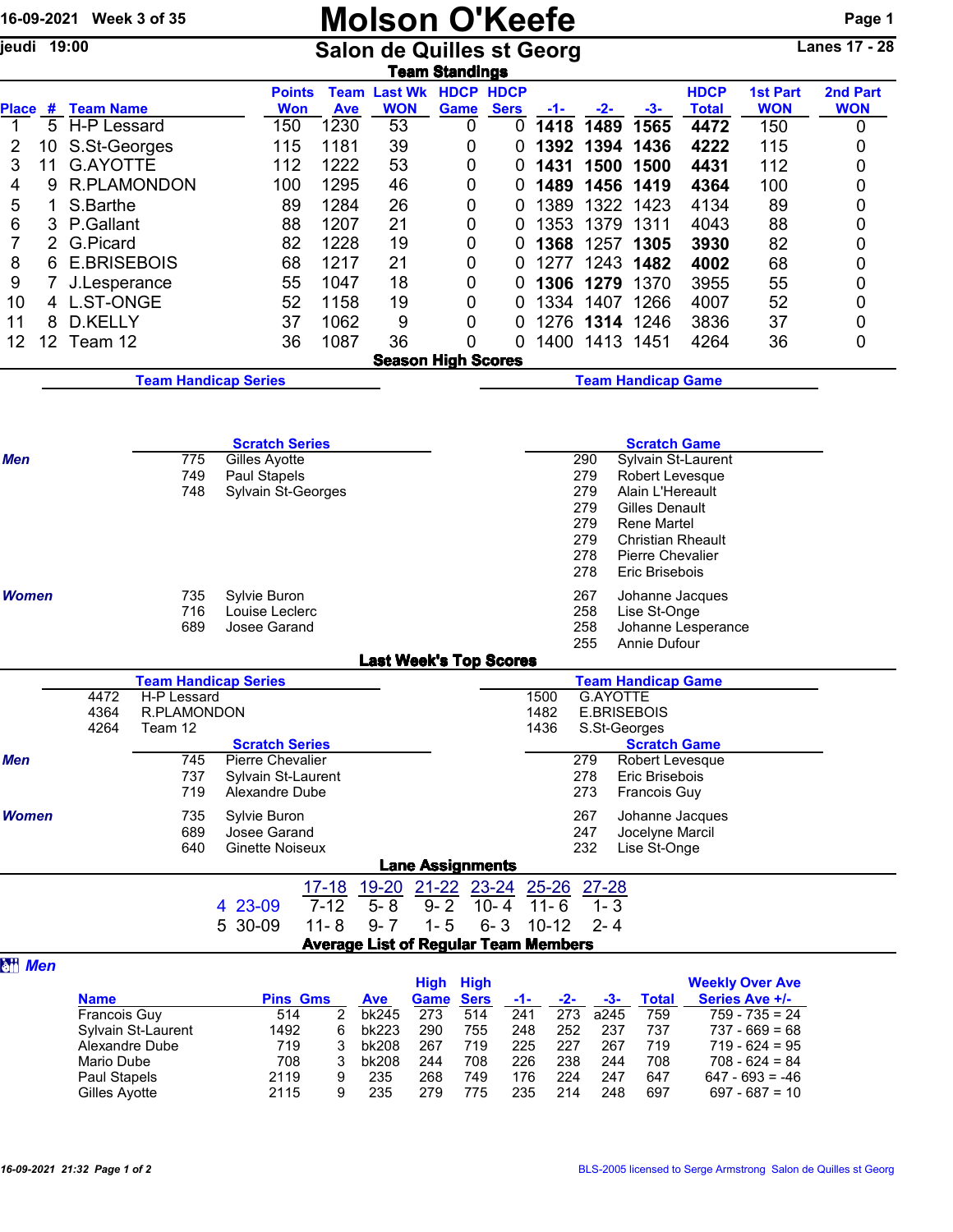16-09-2021 Week 3 of 35

# Molson O'Keefe

jeudi 19:00

## Salon de Quilles st Georg

Lanes 17 - 28

### Team Standings

| Place | # | Team Name | Points Won | Team Ave | Last Wk WON | HDCP Game | HDCP Sers | -1- | -2- | -3- | HDCP Total | 1st Part WON | 2nd Part WON |
|---|---|---|---|---|---|---|---|---|---|---|---|---|---|
| 1 | 5 | H-P Lessard | 150 | 1230 | 53 | 0 | 0 | **1418** | **1489** | **1565** | **4472** | 150 | 0 |
| 2 | 10 | S.St-Georges | 115 | 1181 | 39 | 0 | 0 | **1392** | **1394** | **1436** | **4222** | 115 | 0 |
| 3 | 11 | G.AYOTTE | 112 | 1222 | 53 | 0 | 0 | **1431** | **1500** | **1500** | **4431** | 112 | 0 |
| 4 | 9 | R.PLAMONDON | 100 | 1295 | 46 | 0 | 0 | **1489** | **1456** | **1419** | **4364** | 100 | 0 |
| 5 | 1 | S.Barthe | 89 | 1284 | 26 | 0 | 0 | 1389 | 1322 | 1423 | 4134 | 89 | 0 |
| 6 | 3 | P.Gallant | 88 | 1207 | 21 | 0 | 0 | 1353 | 1379 | 1311 | 4043 | 88 | 0 |
| 7 | 2 | G.Picard | 82 | 1228 | 19 | 0 | 0 | **1368** | 1257 | **1305** | **3930** | 82 | 0 |
| 8 | 6 | E.BRISEBOIS | 68 | 1217 | 21 | 0 | 0 | 1277 | 1243 | **1482** | **4002** | 68 | 0 |
| 9 | 7 | J.Lesperance | 55 | 1047 | 18 | 0 | 0 | **1306** | **1279** | 1370 | 3955 | 55 | 0 |
| 10 | 4 | L.ST-ONGE | 52 | 1158 | 19 | 0 | 0 | 1334 | 1407 | 1266 | 4007 | 52 | 0 |
| 11 | 8 | D.KELLY | 37 | 1062 | 9 | 0 | 0 | 1276 | **1314** | 1246 | 3836 | 37 | 0 |
| 12 | 12 | Team 12 | 36 | 1087 | 36 | 0 | 0 | 1400 | 1413 | 1451 | 4264 | 36 | 0 |

### Season High Scores

**Team Handicap Series**

**Team Handicap Game**

**Scratch Series**

| | Score | Name |
|---|---|---|
| *Men* | 775 | Gilles Ayotte |
| | 749 | Paul Stapels |
| | 748 | Sylvain St-Georges |
| *Women* | 735 | Sylvie Buron |
| | 716 | Louise Leclerc |
| | 689 | Josee Garand |

**Scratch Game**

| | Score | Name |
|---|---|---|
| *Men* | 290 | Sylvain St-Laurent |
| | 279 | Robert Levesque |
| | 279 | Alain L'Hereault |
| | 279 | Gilles Denault |
| | 279 | Rene Martel |
| | 279 | Christian Rheault |
| | 278 | Pierre Chevalier |
| | 278 | Eric Brisebois |
| *Women* | 267 | Johanne Jacques |
| | 258 | Lise St-Onge |
| | 258 | Johanne Lesperance |
| | 255 | Annie Dufour |

### Last Week's Top Scores

**Team Handicap Series**

| Score | Team |
|---|---|
| 4472 | H-P Lessard |
| 4364 | R.PLAMONDON |
| 4264 | Team 12 |

**Team Handicap Game**

| Score | Team |
|---|---|
| 1500 | G.AYOTTE |
| 1482 | E.BRISEBOIS |
| 1436 | S.St-Georges |

**Scratch Series**

| | Score | Name |
|---|---|---|
| *Men* | 745 | Pierre Chevalier |
| | 737 | Sylvain St-Laurent |
| | 719 | Alexandre Dube |
| *Women* | 735 | Sylvie Buron |
| | 689 | Josee Garand |
| | 640 | Ginette Noiseux |

**Scratch Game**

| | Score | Name |
|---|---|---|
| *Men* | 279 | Robert Levesque |
| | 278 | Eric Brisebois |
| | 273 | Francois Guy |
| *Women* | 267 | Johanne Jacques |
| | 247 | Jocelyne Marcil |
| | 232 | Lise St-Onge |

### Lane Assignments

| | 17-18 | 19-20 | 21-22 | 23-24 | 25-26 | 27-28 |
|---|---|---|---|---|---|---|
| 4 23-09 | 7-12 | 5- 8 | 9- 2 | 10- 4 | 11- 6 | 1- 3 |
| 5 30-09 | 11- 8 | 9- 7 | 1- 5 | 6- 3 | 10-12 | 2- 4 |

### Average List of Regular Team Members

*Men*

| Name | Pins | Gms | Ave | High Game | High Sers | -1- | -2- | -3- | Total | Weekly Over Ave Series Ave +/- |
|---|---|---|---|---|---|---|---|---|---|---|
| Francois Guy | 514 | 2 | bk245 | 273 | 514 | 241 | 273 | a245 | 759 | 759 - 735 = 24 |
| Sylvain St-Laurent | 1492 | 6 | bk223 | 290 | 755 | 248 | 252 | 237 | 737 | 737 - 669 = 68 |
| Alexandre Dube | 719 | 3 | bk208 | 267 | 719 | 225 | 227 | 267 | 719 | 719 - 624 = 95 |
| Mario Dube | 708 | 3 | bk208 | 244 | 708 | 226 | 238 | 244 | 708 | 708 - 624 = 84 |
| Paul Stapels | 2119 | 9 | 235 | 268 | 749 | 176 | 224 | 247 | 647 | 647 - 693 = -46 |
| Gilles Ayotte | 2115 | 9 | 235 | 279 | 775 | 235 | 214 | 248 | 697 | 697 - 687 = 10 |

16-09-2021 21:32 Page 1 of 2 BLS-2005 licensed to Serge Armstrong Salon de Quilles st Georg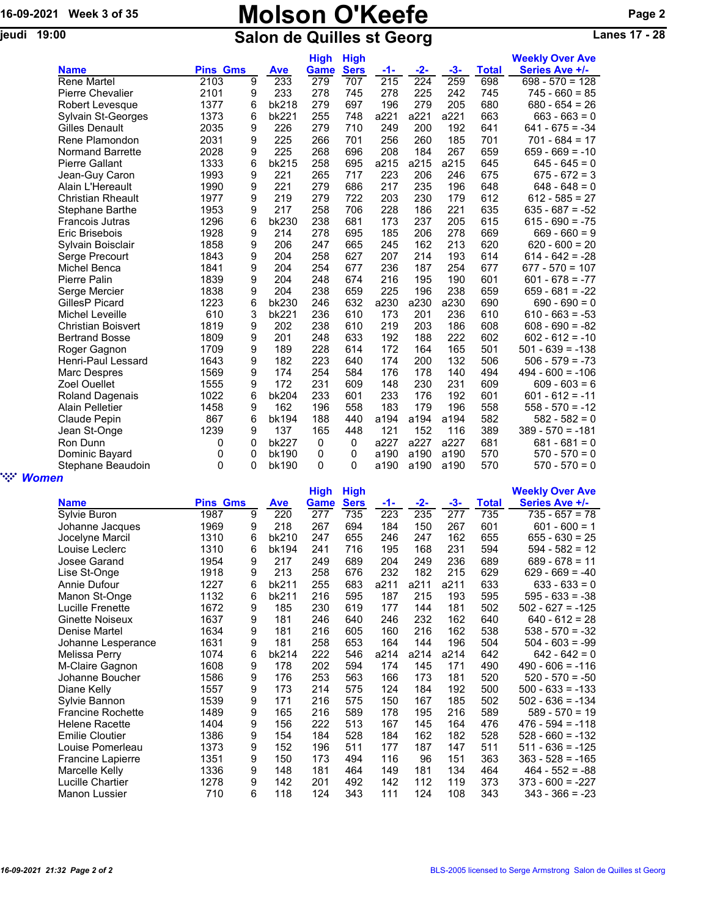# Molson O'Keefe

## Salon de Quilles st Georg

16-09-2021 Week 3 of 35

jeudi 19:00

Lanes 17 - 28

| Name | Pins | Gms | Ave | High Game | High Sers | -1- | -2- | -3- | Total | Weekly Over Ave Series Ave +/- |
|---|---|---|---|---|---|---|---|---|---|---|
| Rene Martel | 2103 | 9 | 233 | 279 | 707 | 215 | 224 | 259 | 698 | 698 - 570 = 128 |
| Pierre Chevalier | 2101 | 9 | 233 | 278 | 745 | 278 | 225 | 242 | 745 | 745 - 660 = 85 |
| Robert Levesque | 1377 | 6 | bk218 | 279 | 697 | 196 | 279 | 205 | 680 | 680 - 654 = 26 |
| Sylvain St-Georges | 1373 | 6 | bk221 | 255 | 748 | a221 | a221 | a221 | 663 | 663 - 663 = 0 |
| Gilles Denault | 2035 | 9 | 226 | 279 | 710 | 249 | 200 | 192 | 641 | 641 - 675 = -34 |
| Rene Plamondon | 2031 | 9 | 225 | 266 | 701 | 256 | 260 | 185 | 701 | 701 - 684 = 17 |
| Normand Barrette | 2028 | 9 | 225 | 268 | 696 | 208 | 184 | 267 | 659 | 659 - 669 = -10 |
| Pierre Gallant | 1333 | 6 | bk215 | 258 | 695 | a215 | a215 | a215 | 645 | 645 - 645 = 0 |
| Jean-Guy Caron | 1993 | 9 | 221 | 265 | 717 | 223 | 206 | 246 | 675 | 675 - 672 = 3 |
| Alain L'Hereault | 1990 | 9 | 221 | 279 | 686 | 217 | 235 | 196 | 648 | 648 - 648 = 0 |
| Christian Rheault | 1977 | 9 | 219 | 279 | 722 | 203 | 230 | 179 | 612 | 612 - 585 = 27 |
| Stephane Barthe | 1953 | 9 | 217 | 258 | 706 | 228 | 186 | 221 | 635 | 635 - 687 = -52 |
| Francois Jutras | 1296 | 6 | bk230 | 238 | 681 | 173 | 237 | 205 | 615 | 615 - 690 = -75 |
| Eric Brisebois | 1928 | 9 | 214 | 278 | 695 | 185 | 206 | 278 | 669 | 669 - 660 = 9 |
| Sylvain Boisclair | 1858 | 9 | 206 | 247 | 665 | 245 | 162 | 213 | 620 | 620 - 600 = 20 |
| Serge Precourt | 1843 | 9 | 204 | 258 | 627 | 207 | 214 | 193 | 614 | 614 - 642 = -28 |
| Michel Benca | 1841 | 9 | 204 | 254 | 677 | 236 | 187 | 254 | 677 | 677 - 570 = 107 |
| Pierre Palin | 1839 | 9 | 204 | 248 | 674 | 216 | 195 | 190 | 601 | 601 - 678 = -77 |
| Serge Mercier | 1838 | 9 | 204 | 238 | 659 | 225 | 196 | 238 | 659 | 659 - 681 = -22 |
| GillesP Picard | 1223 | 6 | bk230 | 246 | 632 | a230 | a230 | a230 | 690 | 690 - 690 = 0 |
| Michel Leveille | 610 | 3 | bk221 | 236 | 610 | 173 | 201 | 236 | 610 | 610 - 663 = -53 |
| Christian Boisvert | 1819 | 9 | 202 | 238 | 610 | 219 | 203 | 186 | 608 | 608 - 690 = -82 |
| Bertrand Bosse | 1809 | 9 | 201 | 248 | 633 | 192 | 188 | 222 | 602 | 602 - 612 = -10 |
| Roger Gagnon | 1709 | 9 | 189 | 228 | 614 | 172 | 164 | 165 | 501 | 501 - 639 = -138 |
| Henri-Paul Lessard | 1643 | 9 | 182 | 223 | 640 | 174 | 200 | 132 | 506 | 506 - 579 = -73 |
| Marc Despres | 1569 | 9 | 174 | 254 | 584 | 176 | 178 | 140 | 494 | 494 - 600 = -106 |
| Zoel Ouellet | 1555 | 9 | 172 | 231 | 609 | 148 | 230 | 231 | 609 | 609 - 603 = 6 |
| Roland Dagenais | 1022 | 6 | bk204 | 233 | 601 | 233 | 176 | 192 | 601 | 601 - 612 = -11 |
| Alain Pelletier | 1458 | 9 | 162 | 196 | 558 | 183 | 179 | 196 | 558 | 558 - 570 = -12 |
| Claude Pepin | 867 | 6 | bk194 | 188 | 440 | a194 | a194 | a194 | 582 | 582 - 582 = 0 |
| Jean St-Onge | 1239 | 9 | 137 | 165 | 448 | 121 | 152 | 116 | 389 | 389 - 570 = -181 |
| Ron Dunn | 0 | 0 | bk227 | 0 | 0 | a227 | a227 | a227 | 681 | 681 - 681 = 0 |
| Dominic Bayard | 0 | 0 | bk190 | 0 | 0 | a190 | a190 | a190 | 570 | 570 - 570 = 0 |
| Stephane Beaudoin | 0 | 0 | bk190 | 0 | 0 | a190 | a190 | a190 | 570 | 570 - 570 = 0 |

### *Women*

| Name | Pins | Gms | Ave | High Game | High Sers | -1- | -2- | -3- | Total | Weekly Over Ave Series Ave +/- |
|---|---|---|---|---|---|---|---|---|---|---|
| Sylvie Buron | 1987 | 9 | 220 | 277 | 735 | 223 | 235 | 277 | 735 | 735 - 657 = 78 |
| Johanne Jacques | 1969 | 9 | 218 | 267 | 694 | 184 | 150 | 267 | 601 | 601 - 600 = 1 |
| Jocelyne Marcil | 1310 | 6 | bk210 | 247 | 655 | 246 | 247 | 162 | 655 | 655 - 630 = 25 |
| Louise Leclerc | 1310 | 6 | bk194 | 241 | 716 | 195 | 168 | 231 | 594 | 594 - 582 = 12 |
| Josee Garand | 1954 | 9 | 217 | 249 | 689 | 204 | 249 | 236 | 689 | 689 - 678 = 11 |
| Lise St-Onge | 1918 | 9 | 213 | 258 | 676 | 232 | 182 | 215 | 629 | 629 - 669 = -40 |
| Annie Dufour | 1227 | 6 | bk211 | 255 | 683 | a211 | a211 | a211 | 633 | 633 - 633 = 0 |
| Manon St-Onge | 1132 | 6 | bk211 | 216 | 595 | 187 | 215 | 193 | 595 | 595 - 633 = -38 |
| Lucille Frenette | 1672 | 9 | 185 | 230 | 619 | 177 | 144 | 181 | 502 | 502 - 627 = -125 |
| Ginette Noiseux | 1637 | 9 | 181 | 246 | 640 | 246 | 232 | 162 | 640 | 640 - 612 = 28 |
| Denise Martel | 1634 | 9 | 181 | 216 | 605 | 160 | 216 | 162 | 538 | 538 - 570 = -32 |
| Johanne Lesperance | 1631 | 9 | 181 | 258 | 653 | 164 | 144 | 196 | 504 | 504 - 603 = -99 |
| Melissa Perry | 1074 | 6 | bk214 | 222 | 546 | a214 | a214 | a214 | 642 | 642 - 642 = 0 |
| M-Claire Gagnon | 1608 | 9 | 178 | 202 | 594 | 174 | 145 | 171 | 490 | 490 - 606 = -116 |
| Johanne Boucher | 1586 | 9 | 176 | 253 | 563 | 166 | 173 | 181 | 520 | 520 - 570 = -50 |
| Diane Kelly | 1557 | 9 | 173 | 214 | 575 | 124 | 184 | 192 | 500 | 500 - 633 = -133 |
| Sylvie Bannon | 1539 | 9 | 171 | 216 | 575 | 150 | 167 | 185 | 502 | 502 - 636 = -134 |
| Francine Rochette | 1489 | 9 | 165 | 216 | 589 | 178 | 195 | 216 | 589 | 589 - 570 = 19 |
| Helene Racette | 1404 | 9 | 156 | 222 | 513 | 167 | 145 | 164 | 476 | 476 - 594 = -118 |
| Emilie Cloutier | 1386 | 9 | 154 | 184 | 528 | 184 | 162 | 182 | 528 | 528 - 660 = -132 |
| Louise Pomerleau | 1373 | 9 | 152 | 196 | 511 | 177 | 187 | 147 | 511 | 511 - 636 = -125 |
| Francine Lapierre | 1351 | 9 | 150 | 173 | 494 | 116 | 96 | 151 | 363 | 363 - 528 = -165 |
| Marcelle Kelly | 1336 | 9 | 148 | 181 | 464 | 149 | 181 | 134 | 464 | 464 - 552 = -88 |
| Lucille Chartier | 1278 | 9 | 142 | 201 | 492 | 142 | 112 | 119 | 373 | 373 - 600 = -227 |
| Manon Lussier | 710 | 6 | 118 | 124 | 343 | 111 | 124 | 108 | 343 | 343 - 366 = -23 |

16-09-2021 21:32

BLS-2005 licensed to Serge Armstrong Salon de Quilles st Georg